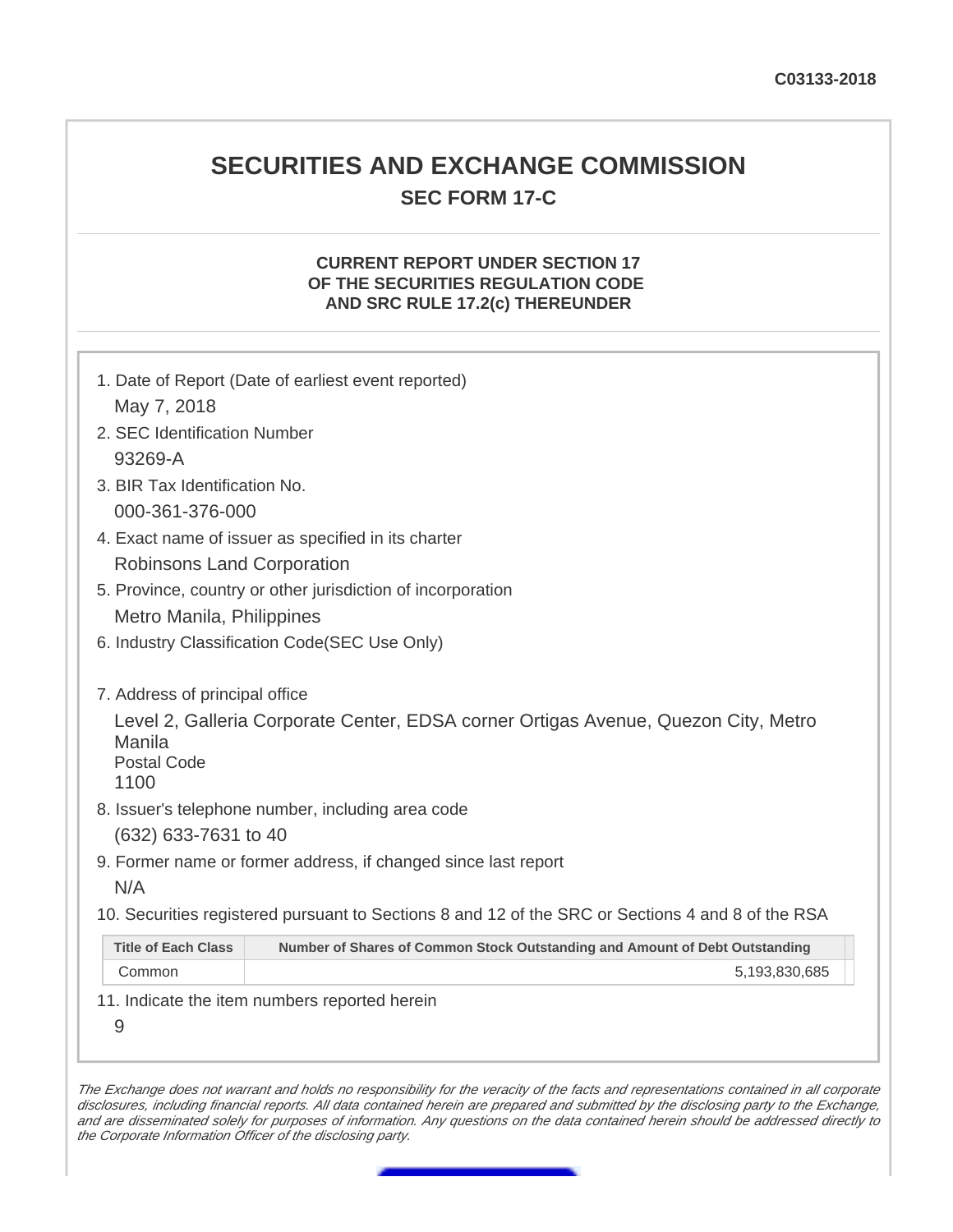C03133-2018

# SECURITIES AND EXCHANGE COMMISSION

## SEC FORM 17-C

### CURRENT REPORT UNDER SECTION 17 OF THE SECURITIES REGULATION CODE AND SRC RULE 17.2(c) THEREUNDER

1. Date of Report (Date of earliest event reported)
   May 7, 2018
2. SEC Identification Number
   93269-A
3. BIR Tax Identification No.
   000-361-376-000
4. Exact name of issuer as specified in its charter
   Robinsons Land Corporation
5. Province, country or other jurisdiction of incorporation
   Metro Manila, Philippines
6. Industry Classification Code(SEC Use Only)

7. Address of principal office
   Level 2, Galleria Corporate Center, EDSA corner Ortigas Avenue, Quezon City, Metro Manila
   Postal Code
   1100
8. Issuer's telephone number, including area code
   (632) 633-7631 to 40
9. Former name or former address, if changed since last report
   N/A
10. Securities registered pursuant to Sections 8 and 12 of the SRC or Sections 4 and 8 of the RSA

| Title of Each Class | Number of Shares of Common Stock Outstanding and Amount of Debt Outstanding |
|---|---|
| Common | 5,193,830,685 |

11. Indicate the item numbers reported herein
    9

*The Exchange does not warrant and holds no responsibility for the veracity of the facts and representations contained in all corporate disclosures, including financial reports. All data contained herein are prepared and submitted by the disclosing party to the Exchange, and are disseminated solely for purposes of information. Any questions on the data contained herein should be addressed directly to the Corporate Information Officer of the disclosing party.*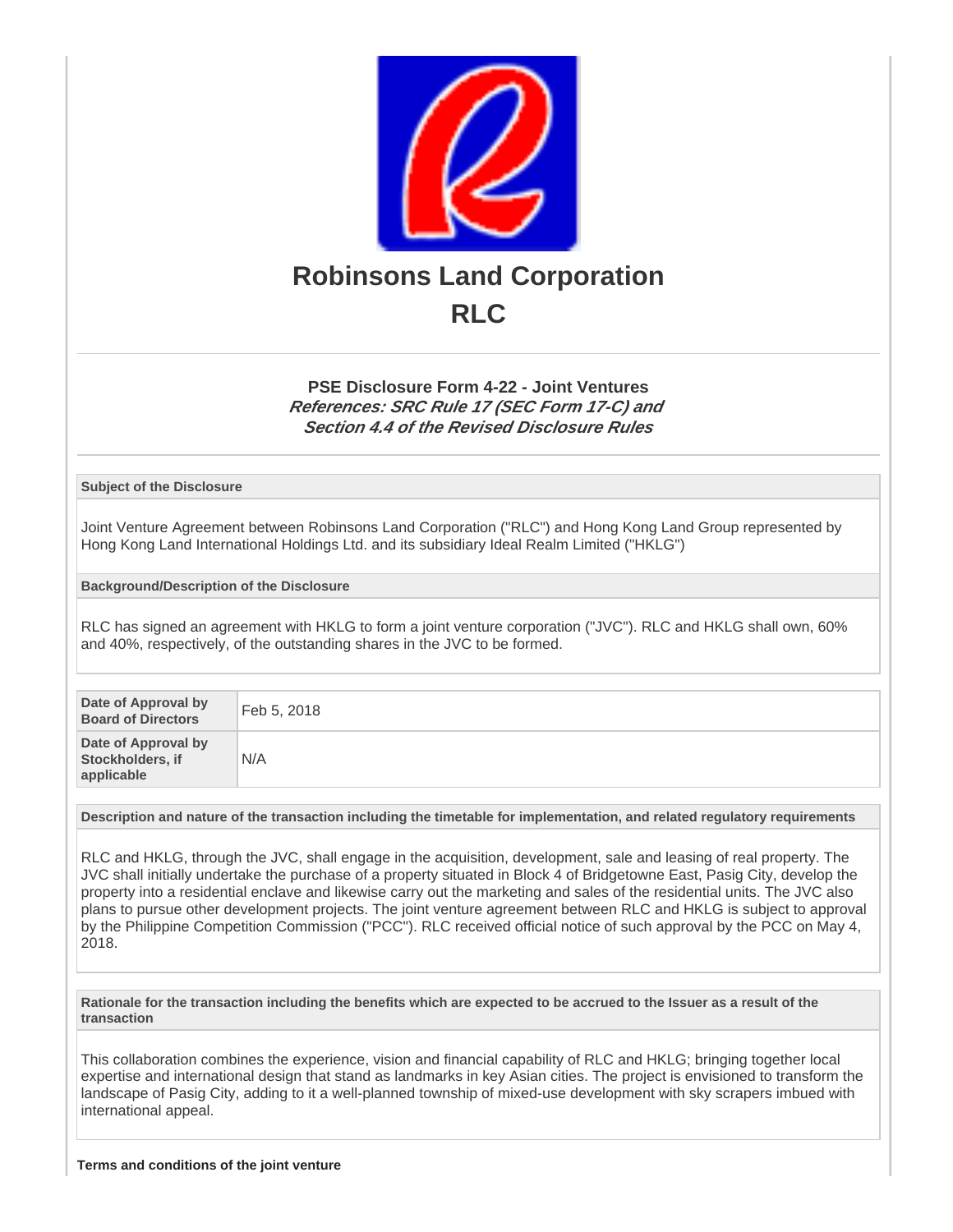# Robinsons Land Corporation

# RLC

### PSE Disclosure Form 4-22 - Joint Ventures

***References: SRC Rule 17 (SEC Form 17-C) and Section 4.4 of the Revised Disclosure Rules***

**Subject of the Disclosure**

Joint Venture Agreement between Robinsons Land Corporation ("RLC") and Hong Kong Land Group represented by Hong Kong Land International Holdings Ltd. and its subsidiary Ideal Realm Limited ("HKLG")

**Background/Description of the Disclosure**

RLC has signed an agreement with HKLG to form a joint venture corporation ("JVC"). RLC and HKLG shall own, 60% and 40%, respectively, of the outstanding shares in the JVC to be formed.

| | |
|---|---|
| **Date of Approval by Board of Directors** | Feb 5, 2018 |
| **Date of Approval by Stockholders, if applicable** | N/A |

**Description and nature of the transaction including the timetable for implementation, and related regulatory requirements**

RLC and HKLG, through the JVC, shall engage in the acquisition, development, sale and leasing of real property. The JVC shall initially undertake the purchase of a property situated in Block 4 of Bridgetowne East, Pasig City, develop the property into a residential enclave and likewise carry out the marketing and sales of the residential units. The JVC also plans to pursue other development projects. The joint venture agreement between RLC and HKLG is subject to approval by the Philippine Competition Commission ("PCC"). RLC received official notice of such approval by the PCC on May 4, 2018.

**Rationale for the transaction including the benefits which are expected to be accrued to the Issuer as a result of the transaction**

This collaboration combines the experience, vision and financial capability of RLC and HKLG; bringing together local expertise and international design that stand as landmarks in key Asian cities. The project is envisioned to transform the landscape of Pasig City, adding to it a well-planned township of mixed-use development with sky scrapers imbued with international appeal.

**Terms and conditions of the joint venture**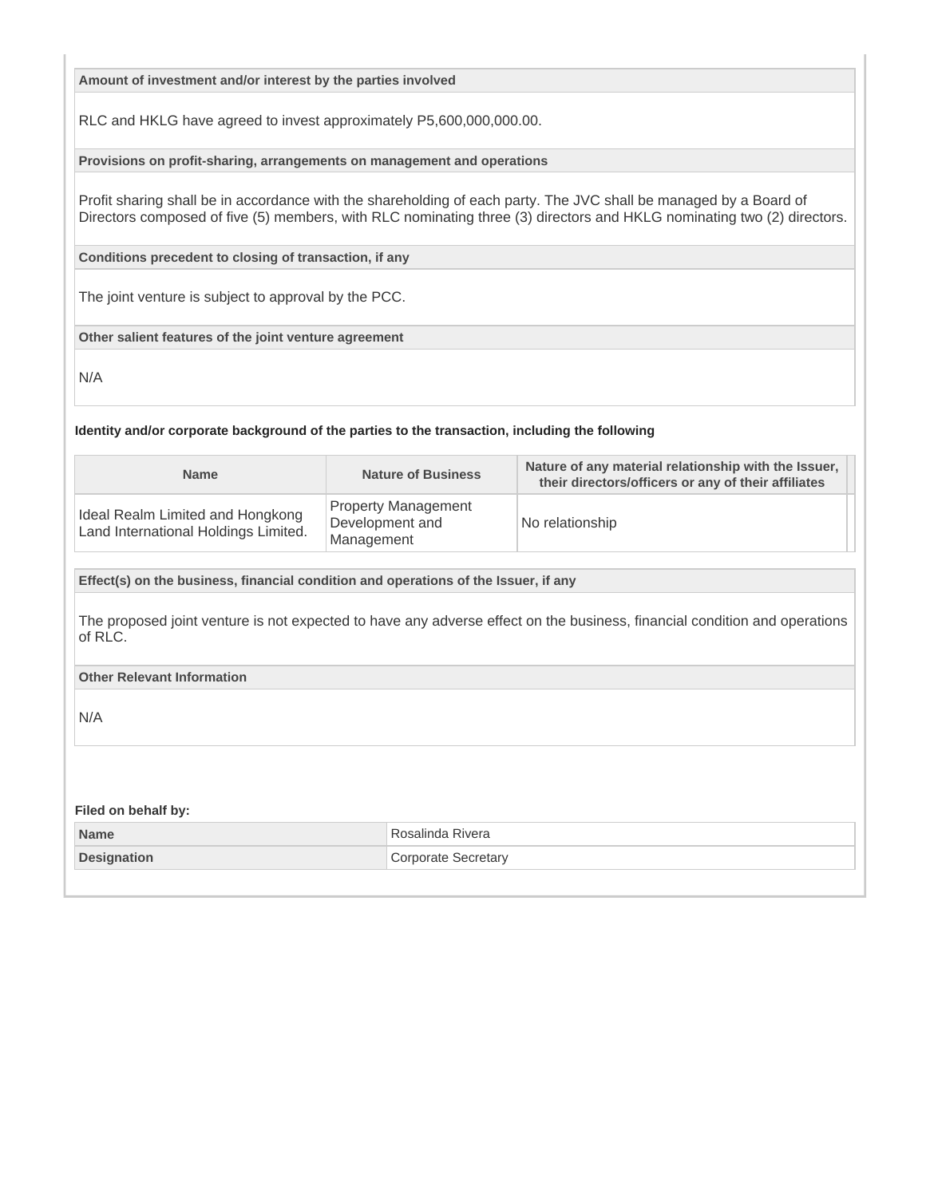**Amount of investment and/or interest by the parties involved**

RLC and HKLG have agreed to invest approximately P5,600,000,000.00.

**Provisions on profit-sharing, arrangements on management and operations**

Profit sharing shall be in accordance with the shareholding of each party. The JVC shall be managed by a Board of Directors composed of five (5) members, with RLC nominating three (3) directors and HKLG nominating two (2) directors.

**Conditions precedent to closing of transaction, if any**

The joint venture is subject to approval by the PCC.

**Other salient features of the joint venture agreement**

N/A

**Identity and/or corporate background of the parties to the transaction, including the following**

| Name | Nature of Business | Nature of any material relationship with the Issuer, their directors/officers or any of their affiliates |
|---|---|---|
| Ideal Realm Limited and Hongkong Land International Holdings Limited. | Property Management Development and Management | No relationship |

**Effect(s) on the business, financial condition and operations of the Issuer, if any**

The proposed joint venture is not expected to have any adverse effect on the business, financial condition and operations of RLC.

**Other Relevant Information**

N/A

**Filed on behalf by:**

| | |
|---|---|
| **Name** | Rosalinda Rivera |
| **Designation** | Corporate Secretary |